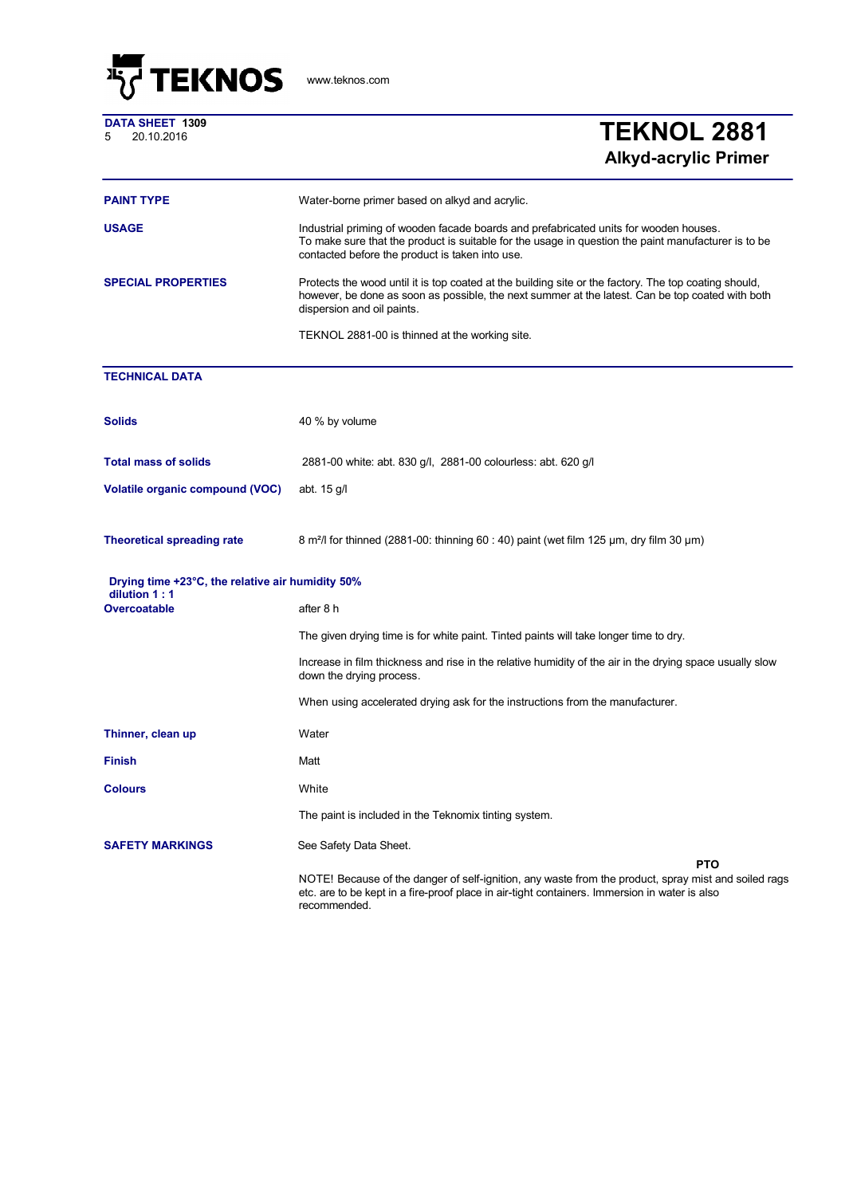TEKNOS www.teknos.com

**DATA SHEET 1309**
5 20.10.2016

# TEKNOL 2881
## Alkyd-acrylic Primer

| | |
|---|---|
| **PAINT TYPE** | Water-borne primer based on alkyd and acrylic. |
| **USAGE** | Industrial priming of wooden facade boards and prefabricated units for wooden houses. To make sure that the product is suitable for the usage in question the paint manufacturer is to be contacted before the product is taken into use. |
| **SPECIAL PROPERTIES** | Protects the wood until it is top coated at the building site or the factory. The top coating should, however, be done as soon as possible, the next summer at the latest. Can be top coated with both dispersion and oil paints.<br><br>TEKNOL 2881-00 is thinned at the working site. |

## TECHNICAL DATA

| | |
|---|---|
| **Solids** | 40 % by volume |
| **Total mass of solids** | 2881-00 white: abt. 830 g/l, 2881-00 colourless: abt. 620 g/l |
| **Volatile organic compound (VOC)** | abt. 15 g/l |
| **Theoretical spreading rate** | 8 m²/l for thinned (2881-00: thinning 60 : 40) paint (wet film 125 µm, dry film 30 µm) |

**Drying time +23°C, the relative air humidity 50%**
**dilution 1 : 1**

| | |
|---|---|
| **Overcoatable** | after 8 h<br><br>The given drying time is for white paint. Tinted paints will take longer time to dry.<br><br>Increase in film thickness and rise in the relative humidity of the air in the drying space usually slow down the drying process.<br><br>When using accelerated drying ask for the instructions from the manufacturer. |
| **Thinner, clean up** | Water |
| **Finish** | Matt |
| **Colours** | White<br><br>The paint is included in the Teknomix tinting system. |
| **SAFETY MARKINGS** | See Safety Data Sheet.<br><br>NOTE! Because of the danger of self-ignition, any waste from the product, spray mist and soiled rags etc. are to be kept in a fire-proof place in air-tight containers. Immersion in water is also recommended. |

**PTO**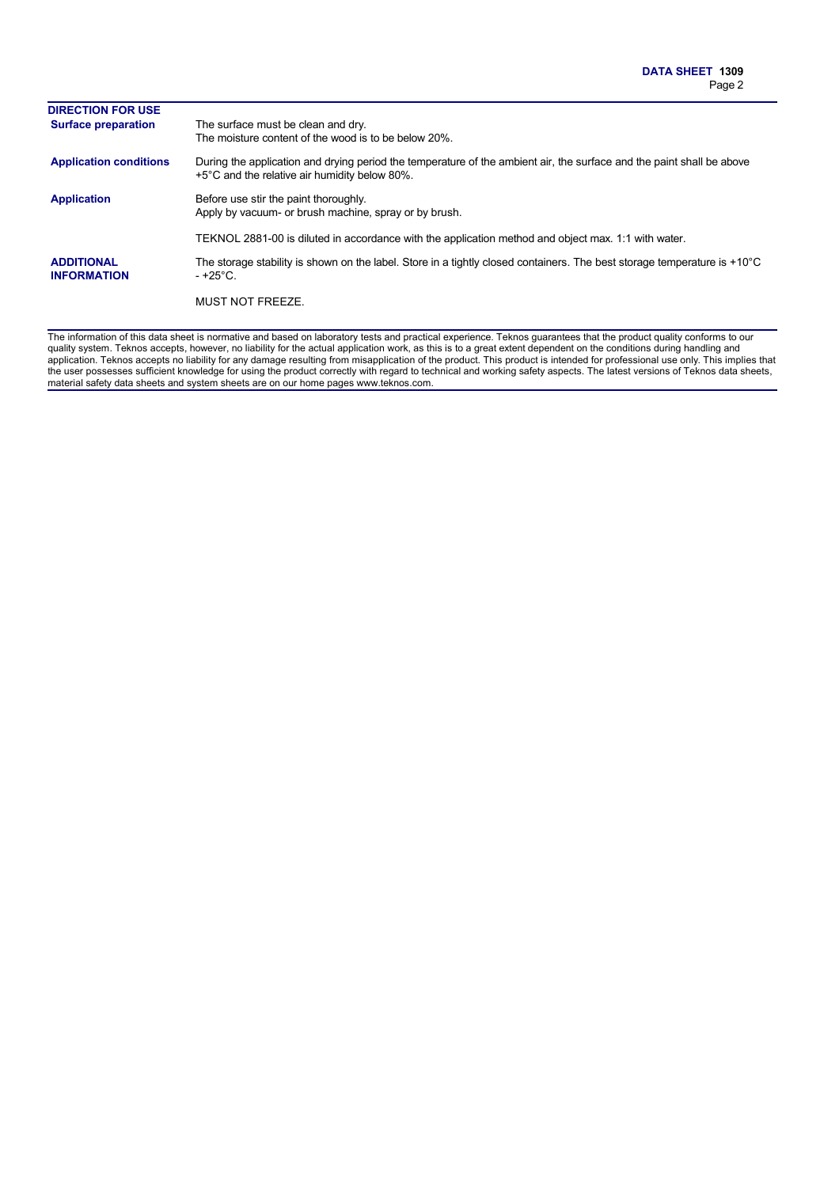## DIRECTION FOR USE

**Surface preparation**

The surface must be clean and dry.
The moisture content of the wood is to be below 20%.

**Application conditions**

During the application and drying period the temperature of the ambient air, the surface and the paint shall be above +5°C and the relative air humidity below 80%.

**Application**

Before use stir the paint thoroughly.
Apply by vacuum- or brush machine, spray or by brush.

TEKNOL 2881-00 is diluted in accordance with the application method and object max. 1:1 with water.

## ADDITIONAL INFORMATION

The storage stability is shown on the label. Store in a tightly closed containers. The best storage temperature is +10°C - +25°C.

MUST NOT FREEZE.

---

The information of this data sheet is normative and based on laboratory tests and practical experience. Teknos guarantees that the product quality conforms to our quality system. Teknos accepts, however, no liability for the actual application work, as this is to a great extent dependent on the conditions during handling and application. Teknos accepts no liability for any damage resulting from misapplication of the product. This product is intended for professional use only. This implies that the user possesses sufficient knowledge for using the product correctly with regard to technical and working safety aspects. The latest versions of Teknos data sheets, material safety data sheets and system sheets are on our home pages www.teknos.com.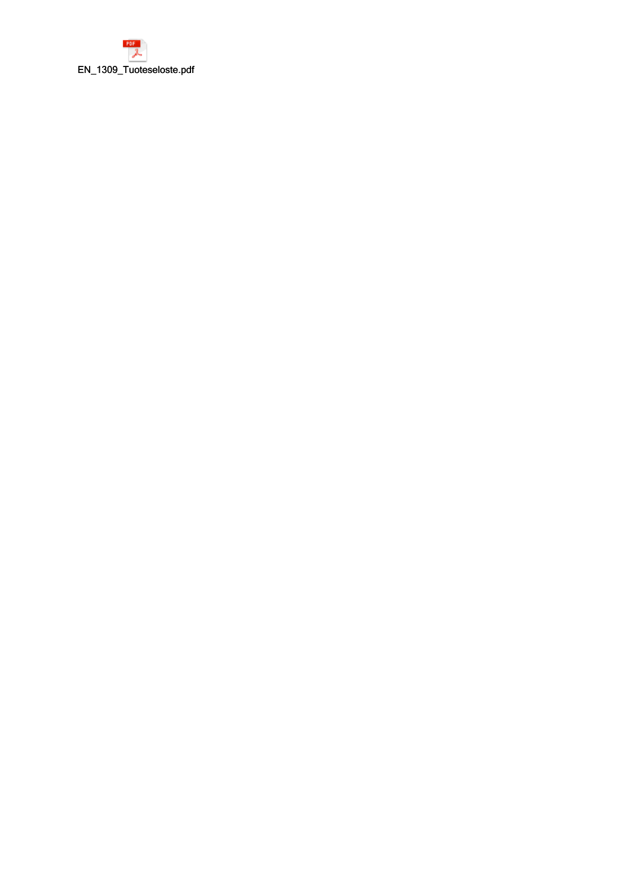EN_1309_Tuoteseloste.pdf